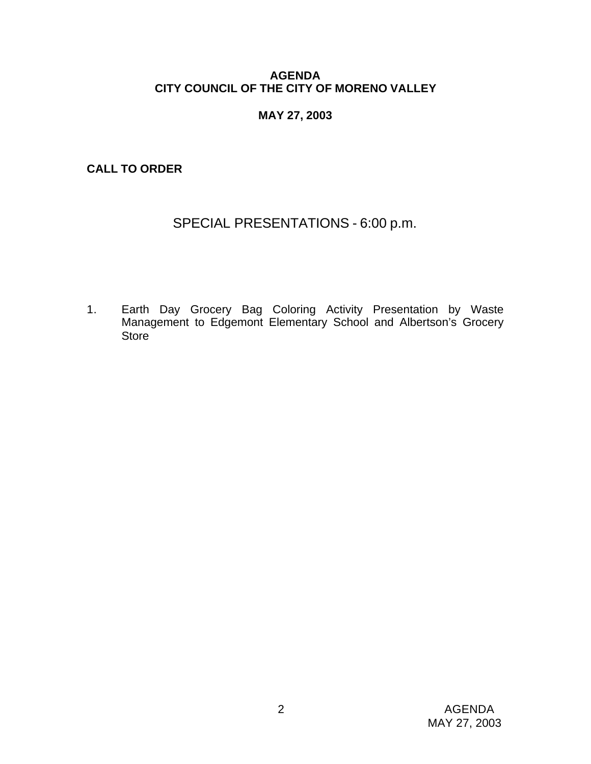**AGENDA**
**CITY COUNCIL OF THE CITY OF MORENO VALLEY**

**MAY 27, 2003**

**CALL TO ORDER**

## SPECIAL PRESENTATIONS - 6:00 p.m.

1. Earth Day Grocery Bag Coloring Activity Presentation by Waste Management to Edgemont Elementary School and Albertson's Grocery Store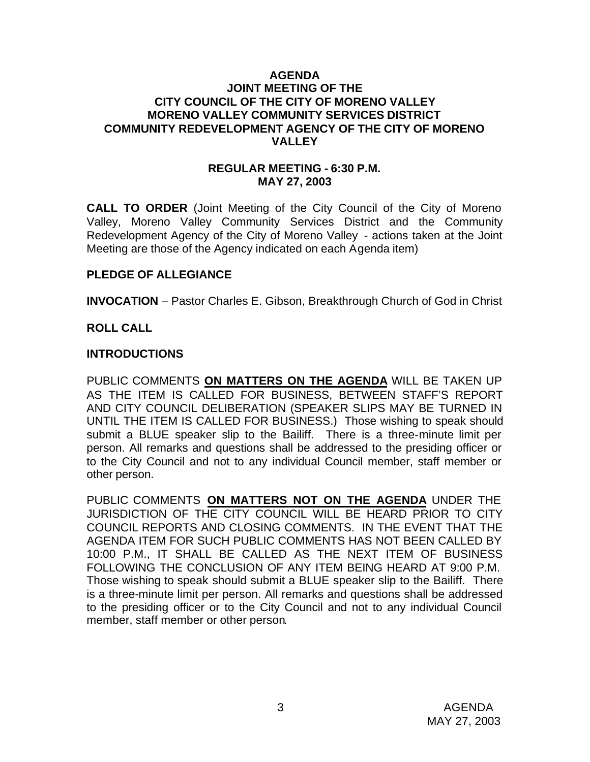# AGENDA
## JOINT MEETING OF THE
## CITY COUNCIL OF THE CITY OF MORENO VALLEY
## MORENO VALLEY COMMUNITY SERVICES DISTRICT
## COMMUNITY REDEVELOPMENT AGENCY OF THE CITY OF MORENO VALLEY

### REGULAR MEETING - 6:30 P.M.
### MAY 27, 2003

**CALL TO ORDER** (Joint Meeting of the City Council of the City of Moreno Valley, Moreno Valley Community Services District and the Community Redevelopment Agency of the City of Moreno Valley - actions taken at the Joint Meeting are those of the Agency indicated on each Agenda item)

**PLEDGE OF ALLEGIANCE**

**INVOCATION** – Pastor Charles E. Gibson, Breakthrough Church of God in Christ

**ROLL CALL**

**INTRODUCTIONS**

PUBLIC COMMENTS **<u>ON MATTERS ON THE AGENDA</u>** WILL BE TAKEN UP AS THE ITEM IS CALLED FOR BUSINESS, BETWEEN STAFF'S REPORT AND CITY COUNCIL DELIBERATION (SPEAKER SLIPS MAY BE TURNED IN UNTIL THE ITEM IS CALLED FOR BUSINESS.) Those wishing to speak should submit a BLUE speaker slip to the Bailiff. There is a three-minute limit per person. All remarks and questions shall be addressed to the presiding officer or to the City Council and not to any individual Council member, staff member or other person.

PUBLIC COMMENTS **<u>ON MATTERS NOT ON THE AGENDA</u>** UNDER THE JURISDICTION OF THE CITY COUNCIL WILL BE HEARD PRIOR TO CITY COUNCIL REPORTS AND CLOSING COMMENTS. IN THE EVENT THAT THE AGENDA ITEM FOR SUCH PUBLIC COMMENTS HAS NOT BEEN CALLED BY 10:00 P.M., IT SHALL BE CALLED AS THE NEXT ITEM OF BUSINESS FOLLOWING THE CONCLUSION OF ANY ITEM BEING HEARD AT 9:00 P.M. Those wishing to speak should submit a BLUE speaker slip to the Bailiff. There is a three-minute limit per person. All remarks and questions shall be addressed to the presiding officer or to the City Council and not to any individual Council member, staff member or other person.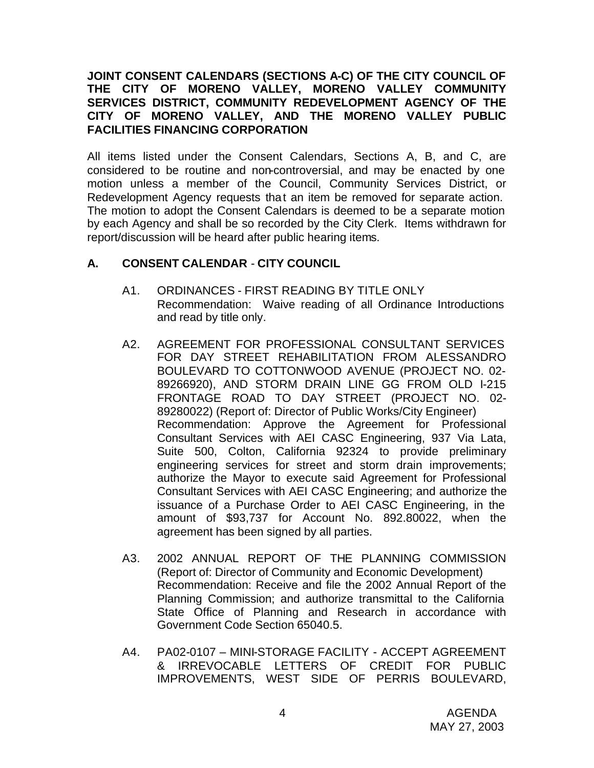**JOINT CONSENT CALENDARS (SECTIONS A-C) OF THE CITY COUNCIL OF THE CITY OF MORENO VALLEY, MORENO VALLEY COMMUNITY SERVICES DISTRICT, COMMUNITY REDEVELOPMENT AGENCY OF THE CITY OF MORENO VALLEY, AND THE MORENO VALLEY PUBLIC FACILITIES FINANCING CORPORATION**

All items listed under the Consent Calendars, Sections A, B, and C, are considered to be routine and non-controversial, and may be enacted by one motion unless a member of the Council, Community Services District, or Redevelopment Agency requests that an item be removed for separate action. The motion to adopt the Consent Calendars is deemed to be a separate motion by each Agency and shall be so recorded by the City Clerk. Items withdrawn for report/discussion will be heard after public hearing items.

## A. CONSENT CALENDAR - CITY COUNCIL

A1. ORDINANCES - FIRST READING BY TITLE ONLY
Recommendation: Waive reading of all Ordinance Introductions and read by title only.

A2. AGREEMENT FOR PROFESSIONAL CONSULTANT SERVICES FOR DAY STREET REHABILITATION FROM ALESSANDRO BOULEVARD TO COTTONWOOD AVENUE (PROJECT NO. 02-89266920), AND STORM DRAIN LINE GG FROM OLD I-215 FRONTAGE ROAD TO DAY STREET (PROJECT NO. 02-89280022) (Report of: Director of Public Works/City Engineer)
Recommendation: Approve the Agreement for Professional Consultant Services with AEI CASC Engineering, 937 Via Lata, Suite 500, Colton, California 92324 to provide preliminary engineering services for street and storm drain improvements; authorize the Mayor to execute said Agreement for Professional Consultant Services with AEI CASC Engineering; and authorize the issuance of a Purchase Order to AEI CASC Engineering, in the amount of $93,737 for Account No. 892.80022, when the agreement has been signed by all parties.

A3. 2002 ANNUAL REPORT OF THE PLANNING COMMISSION (Report of: Director of Community and Economic Development)
Recommendation: Receive and file the 2002 Annual Report of the Planning Commission; and authorize transmittal to the California State Office of Planning and Research in accordance with Government Code Section 65040.5.

A4. PA02-0107 – MINI-STORAGE FACILITY - ACCEPT AGREEMENT & IRREVOCABLE LETTERS OF CREDIT FOR PUBLIC IMPROVEMENTS, WEST SIDE OF PERRIS BOULEVARD,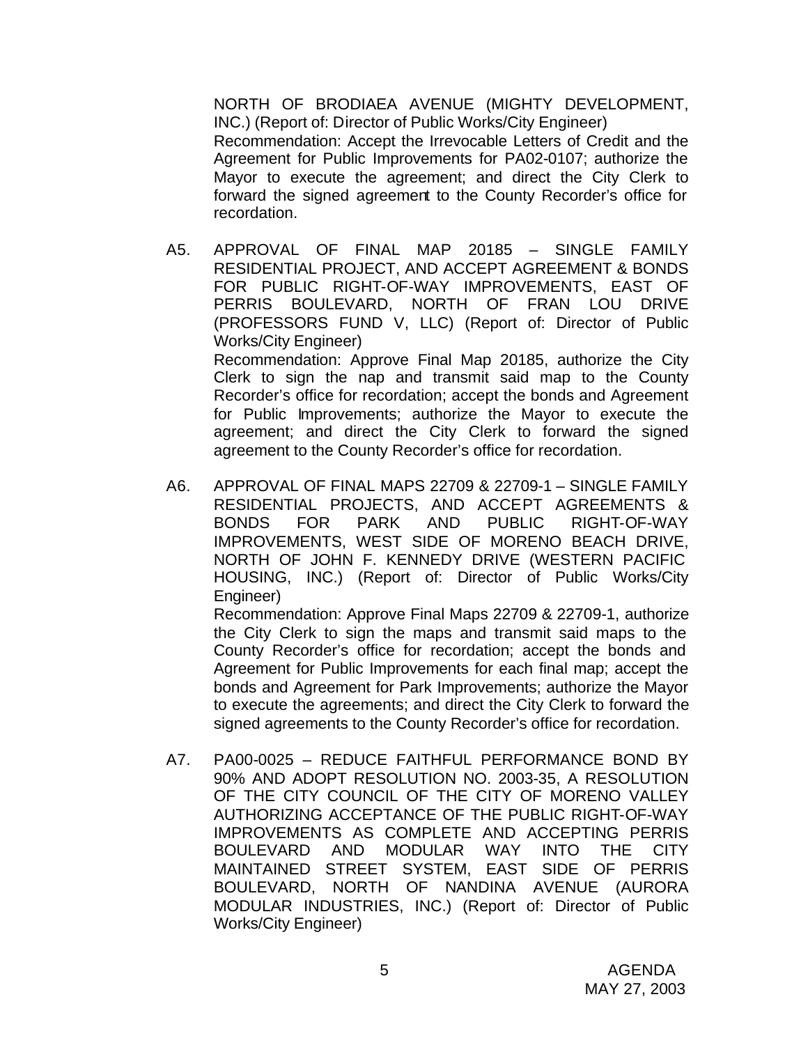NORTH OF BRODIAEA AVENUE (MIGHTY DEVELOPMENT, INC.) (Report of: Director of Public Works/City Engineer)

Recommendation: Accept the Irrevocable Letters of Credit and the Agreement for Public Improvements for PA02-0107; authorize the Mayor to execute the agreement; and direct the City Clerk to forward the signed agreement to the County Recorder's office for recordation.

A5. APPROVAL OF FINAL MAP 20185 – SINGLE FAMILY RESIDENTIAL PROJECT, AND ACCEPT AGREEMENT & BONDS FOR PUBLIC RIGHT-OF-WAY IMPROVEMENTS, EAST OF PERRIS BOULEVARD, NORTH OF FRAN LOU DRIVE (PROFESSORS FUND V, LLC) (Report of: Director of Public Works/City Engineer)

Recommendation: Approve Final Map 20185, authorize the City Clerk to sign the nap and transmit said map to the County Recorder's office for recordation; accept the bonds and Agreement for Public Improvements; authorize the Mayor to execute the agreement; and direct the City Clerk to forward the signed agreement to the County Recorder's office for recordation.

A6. APPROVAL OF FINAL MAPS 22709 & 22709-1 – SINGLE FAMILY RESIDENTIAL PROJECTS, AND ACCEPT AGREEMENTS & BONDS FOR PARK AND PUBLIC RIGHT-OF-WAY IMPROVEMENTS, WEST SIDE OF MORENO BEACH DRIVE, NORTH OF JOHN F. KENNEDY DRIVE (WESTERN PACIFIC HOUSING, INC.) (Report of: Director of Public Works/City Engineer)

Recommendation: Approve Final Maps 22709 & 22709-1, authorize the City Clerk to sign the maps and transmit said maps to the County Recorder's office for recordation; accept the bonds and Agreement for Public Improvements for each final map; accept the bonds and Agreement for Park Improvements; authorize the Mayor to execute the agreements; and direct the City Clerk to forward the signed agreements to the County Recorder's office for recordation.

A7. PA00-0025 – REDUCE FAITHFUL PERFORMANCE BOND BY 90% AND ADOPT RESOLUTION NO. 2003-35, A RESOLUTION OF THE CITY COUNCIL OF THE CITY OF MORENO VALLEY AUTHORIZING ACCEPTANCE OF THE PUBLIC RIGHT-OF-WAY IMPROVEMENTS AS COMPLETE AND ACCEPTING PERRIS BOULEVARD AND MODULAR WAY INTO THE CITY MAINTAINED STREET SYSTEM, EAST SIDE OF PERRIS BOULEVARD, NORTH OF NANDINA AVENUE (AURORA MODULAR INDUSTRIES, INC.) (Report of: Director of Public Works/City Engineer)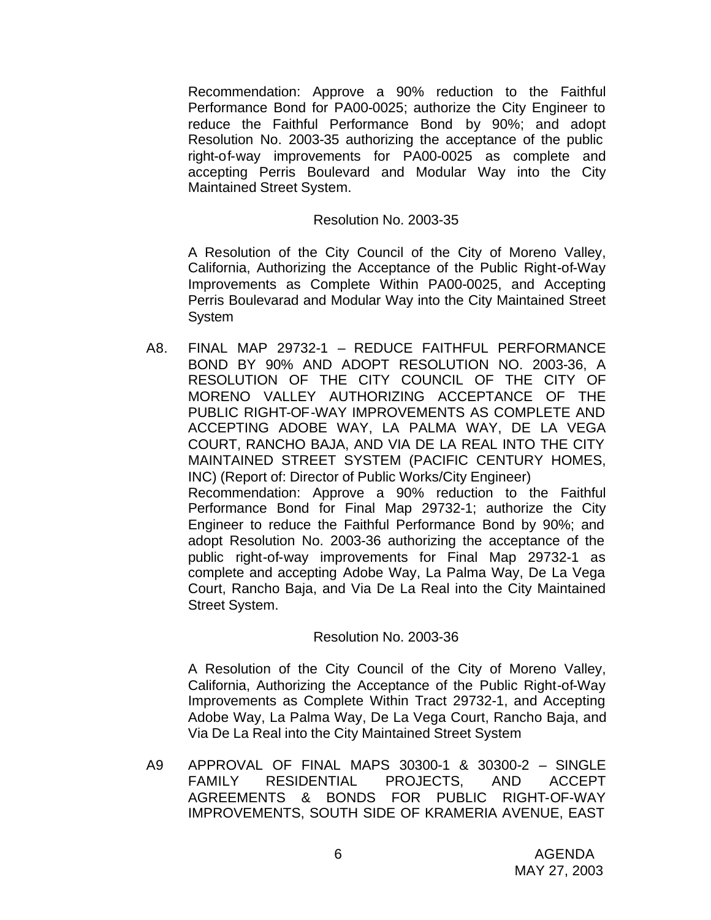Recommendation: Approve a 90% reduction to the Faithful Performance Bond for PA00-0025; authorize the City Engineer to reduce the Faithful Performance Bond by 90%; and adopt Resolution No. 2003-35 authorizing the acceptance of the public right-of-way improvements for PA00-0025 as complete and accepting Perris Boulevard and Modular Way into the City Maintained Street System.

Resolution No. 2003-35

A Resolution of the City Council of the City of Moreno Valley, California, Authorizing the Acceptance of the Public Right-of-Way Improvements as Complete Within PA00-0025, and Accepting Perris Boulevarad and Modular Way into the City Maintained Street System

A8. FINAL MAP 29732-1 – REDUCE FAITHFUL PERFORMANCE BOND BY 90% AND ADOPT RESOLUTION NO. 2003-36, A RESOLUTION OF THE CITY COUNCIL OF THE CITY OF MORENO VALLEY AUTHORIZING ACCEPTANCE OF THE PUBLIC RIGHT-OF-WAY IMPROVEMENTS AS COMPLETE AND ACCEPTING ADOBE WAY, LA PALMA WAY, DE LA VEGA COURT, RANCHO BAJA, AND VIA DE LA REAL INTO THE CITY MAINTAINED STREET SYSTEM (PACIFIC CENTURY HOMES, INC) (Report of: Director of Public Works/City Engineer)
Recommendation: Approve a 90% reduction to the Faithful Performance Bond for Final Map 29732-1; authorize the City Engineer to reduce the Faithful Performance Bond by 90%; and adopt Resolution No. 2003-36 authorizing the acceptance of the public right-of-way improvements for Final Map 29732-1 as complete and accepting Adobe Way, La Palma Way, De La Vega Court, Rancho Baja, and Via De La Real into the City Maintained Street System.

Resolution No. 2003-36

A Resolution of the City Council of the City of Moreno Valley, California, Authorizing the Acceptance of the Public Right-of-Way Improvements as Complete Within Tract 29732-1, and Accepting Adobe Way, La Palma Way, De La Vega Court, Rancho Baja, and Via De La Real into the City Maintained Street System

A9 APPROVAL OF FINAL MAPS 30300-1 & 30300-2 – SINGLE FAMILY RESIDENTIAL PROJECTS, AND ACCEPT AGREEMENTS & BONDS FOR PUBLIC RIGHT-OF-WAY IMPROVEMENTS, SOUTH SIDE OF KRAMERIA AVENUE, EAST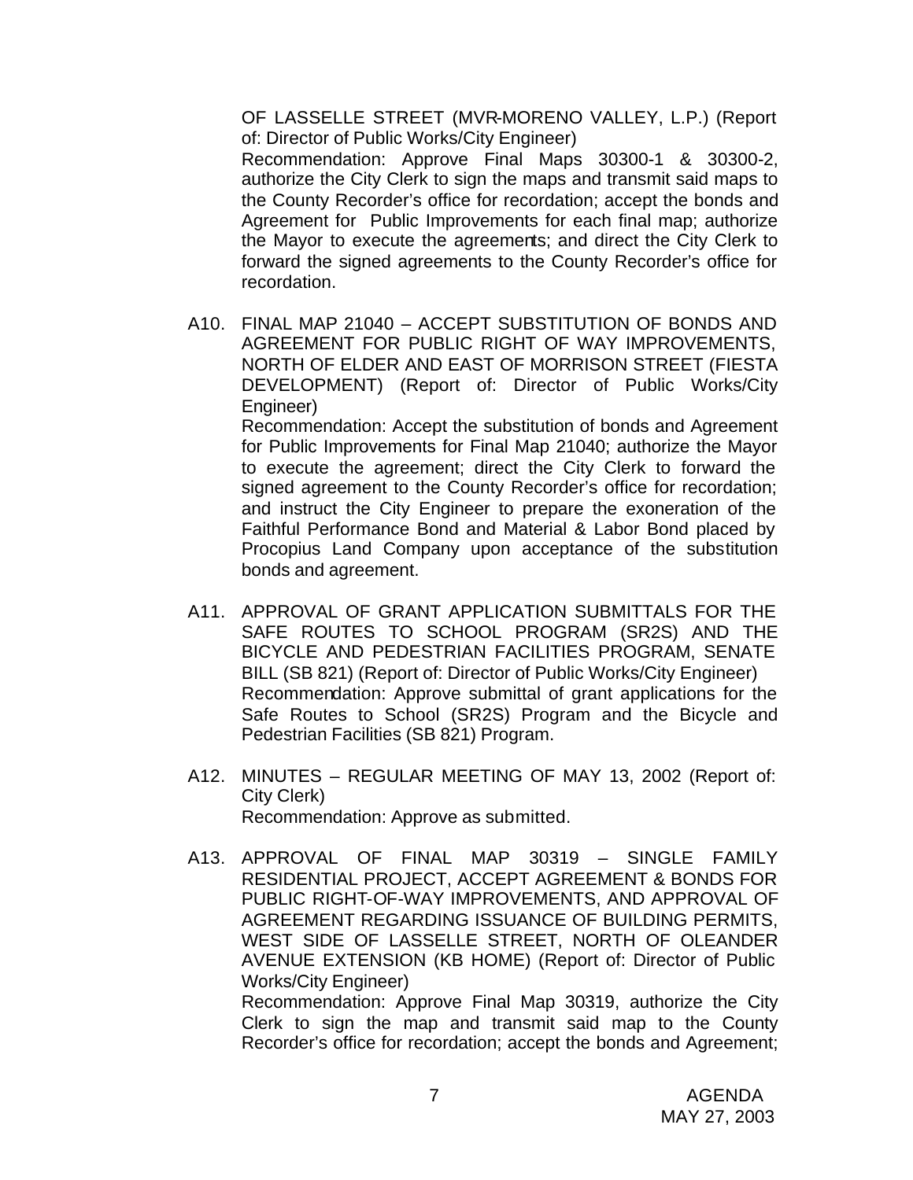OF LASSELLE STREET (MVR-MORENO VALLEY, L.P.) (Report of: Director of Public Works/City Engineer)
Recommendation: Approve Final Maps 30300-1 & 30300-2, authorize the City Clerk to sign the maps and transmit said maps to the County Recorder's office for recordation; accept the bonds and Agreement for Public Improvements for each final map; authorize the Mayor to execute the agreements; and direct the City Clerk to forward the signed agreements to the County Recorder's office for recordation.

A10. FINAL MAP 21040 – ACCEPT SUBSTITUTION OF BONDS AND AGREEMENT FOR PUBLIC RIGHT OF WAY IMPROVEMENTS, NORTH OF ELDER AND EAST OF MORRISON STREET (FIESTA DEVELOPMENT) (Report of: Director of Public Works/City Engineer)
Recommendation: Accept the substitution of bonds and Agreement for Public Improvements for Final Map 21040; authorize the Mayor to execute the agreement; direct the City Clerk to forward the signed agreement to the County Recorder's office for recordation; and instruct the City Engineer to prepare the exoneration of the Faithful Performance Bond and Material & Labor Bond placed by Procopius Land Company upon acceptance of the substitution bonds and agreement.

A11. APPROVAL OF GRANT APPLICATION SUBMITTALS FOR THE SAFE ROUTES TO SCHOOL PROGRAM (SR2S) AND THE BICYCLE AND PEDESTRIAN FACILITIES PROGRAM, SENATE BILL (SB 821) (Report of: Director of Public Works/City Engineer)
Recommendation: Approve submittal of grant applications for the Safe Routes to School (SR2S) Program and the Bicycle and Pedestrian Facilities (SB 821) Program.

A12. MINUTES – REGULAR MEETING OF MAY 13, 2002 (Report of: City Clerk)
Recommendation: Approve as submitted.

A13. APPROVAL OF FINAL MAP 30319 – SINGLE FAMILY RESIDENTIAL PROJECT, ACCEPT AGREEMENT & BONDS FOR PUBLIC RIGHT-OF-WAY IMPROVEMENTS, AND APPROVAL OF AGREEMENT REGARDING ISSUANCE OF BUILDING PERMITS, WEST SIDE OF LASSELLE STREET, NORTH OF OLEANDER AVENUE EXTENSION (KB HOME) (Report of: Director of Public Works/City Engineer)
Recommendation: Approve Final Map 30319, authorize the City Clerk to sign the map and transmit said map to the County Recorder's office for recordation; accept the bonds and Agreement;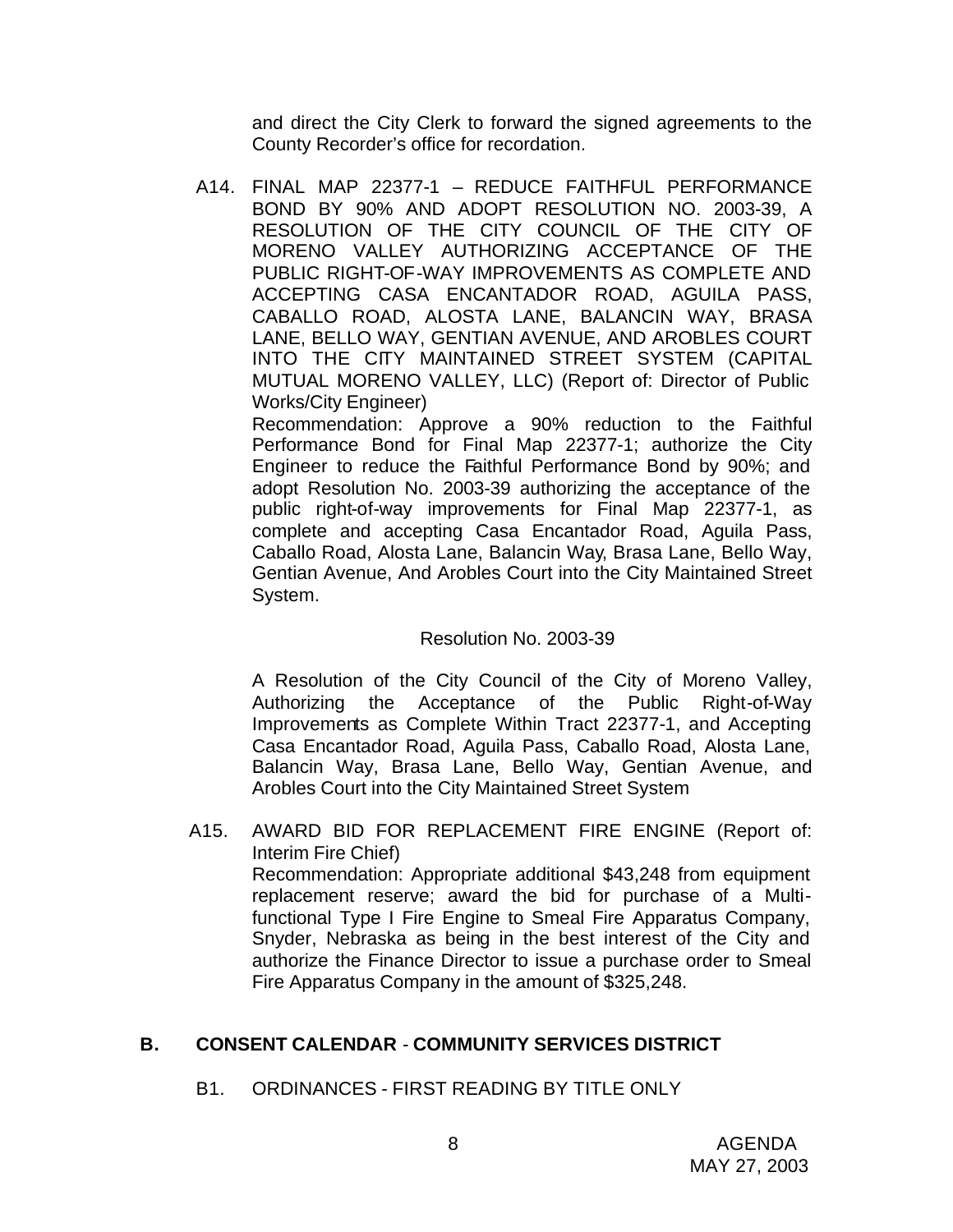and direct the City Clerk to forward the signed agreements to the County Recorder's office for recordation.

A14. FINAL MAP 22377-1 – REDUCE FAITHFUL PERFORMANCE BOND BY 90% AND ADOPT RESOLUTION NO. 2003-39, A RESOLUTION OF THE CITY COUNCIL OF THE CITY OF MORENO VALLEY AUTHORIZING ACCEPTANCE OF THE PUBLIC RIGHT-OF-WAY IMPROVEMENTS AS COMPLETE AND ACCEPTING CASA ENCANTADOR ROAD, AGUILA PASS, CABALLO ROAD, ALOSTA LANE, BALANCIN WAY, BRASA LANE, BELLO WAY, GENTIAN AVENUE, AND AROBLES COURT INTO THE CITY MAINTAINED STREET SYSTEM (CAPITAL MUTUAL MORENO VALLEY, LLC) (Report of: Director of Public Works/City Engineer)
Recommendation: Approve a 90% reduction to the Faithful Performance Bond for Final Map 22377-1; authorize the City Engineer to reduce the Faithful Performance Bond by 90%; and adopt Resolution No. 2003-39 authorizing the acceptance of the public right-of-way improvements for Final Map 22377-1, as complete and accepting Casa Encantador Road, Aguila Pass, Caballo Road, Alosta Lane, Balancin Way, Brasa Lane, Bello Way, Gentian Avenue, And Arobles Court into the City Maintained Street System.

Resolution No. 2003-39

A Resolution of the City Council of the City of Moreno Valley, Authorizing the Acceptance of the Public Right-of-Way Improvements as Complete Within Tract 22377-1, and Accepting Casa Encantador Road, Aguila Pass, Caballo Road, Alosta Lane, Balancin Way, Brasa Lane, Bello Way, Gentian Avenue, and Arobles Court into the City Maintained Street System

A15. AWARD BID FOR REPLACEMENT FIRE ENGINE (Report of: Interim Fire Chief)
Recommendation: Appropriate additional $43,248 from equipment replacement reserve; award the bid for purchase of a Multi-functional Type I Fire Engine to Smeal Fire Apparatus Company, Snyder, Nebraska as being in the best interest of the City and authorize the Finance Director to issue a purchase order to Smeal Fire Apparatus Company in the amount of $325,248.

## B. CONSENT CALENDAR - COMMUNITY SERVICES DISTRICT

B1. ORDINANCES - FIRST READING BY TITLE ONLY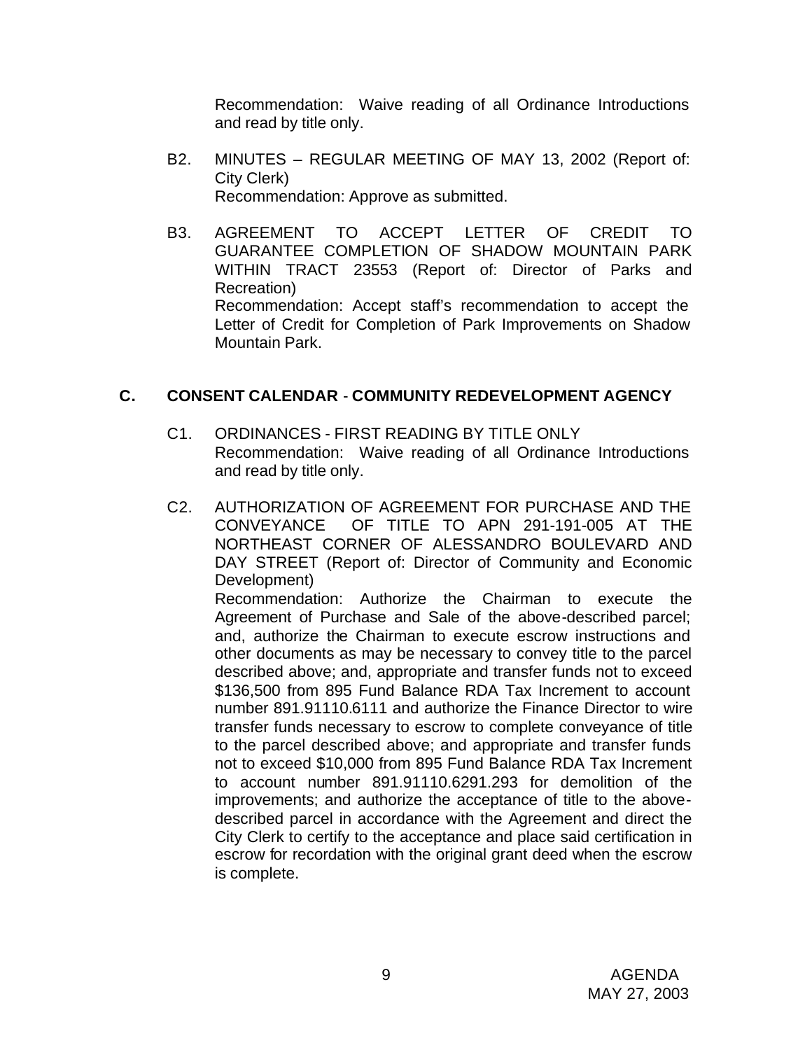Recommendation: Waive reading of all Ordinance Introductions and read by title only.

B2. MINUTES – REGULAR MEETING OF MAY 13, 2002 (Report of: City Clerk)
Recommendation: Approve as submitted.

B3. AGREEMENT TO ACCEPT LETTER OF CREDIT TO GUARANTEE COMPLETION OF SHADOW MOUNTAIN PARK WITHIN TRACT 23553 (Report of: Director of Parks and Recreation)
Recommendation: Accept staff's recommendation to accept the Letter of Credit for Completion of Park Improvements on Shadow Mountain Park.

## C. CONSENT CALENDAR - COMMUNITY REDEVELOPMENT AGENCY

C1. ORDINANCES - FIRST READING BY TITLE ONLY
Recommendation: Waive reading of all Ordinance Introductions and read by title only.

C2. AUTHORIZATION OF AGREEMENT FOR PURCHASE AND THE CONVEYANCE OF TITLE TO APN 291-191-005 AT THE NORTHEAST CORNER OF ALESSANDRO BOULEVARD AND DAY STREET (Report of: Director of Community and Economic Development)
Recommendation: Authorize the Chairman to execute the Agreement of Purchase and Sale of the above-described parcel; and, authorize the Chairman to execute escrow instructions and other documents as may be necessary to convey title to the parcel described above; and, appropriate and transfer funds not to exceed $136,500 from 895 Fund Balance RDA Tax Increment to account number 891.91110.6111 and authorize the Finance Director to wire transfer funds necessary to escrow to complete conveyance of title to the parcel described above; and appropriate and transfer funds not to exceed $10,000 from 895 Fund Balance RDA Tax Increment to account number 891.91110.6291.293 for demolition of the improvements; and authorize the acceptance of title to the above-described parcel in accordance with the Agreement and direct the City Clerk to certify to the acceptance and place said certification in escrow for recordation with the original grant deed when the escrow is complete.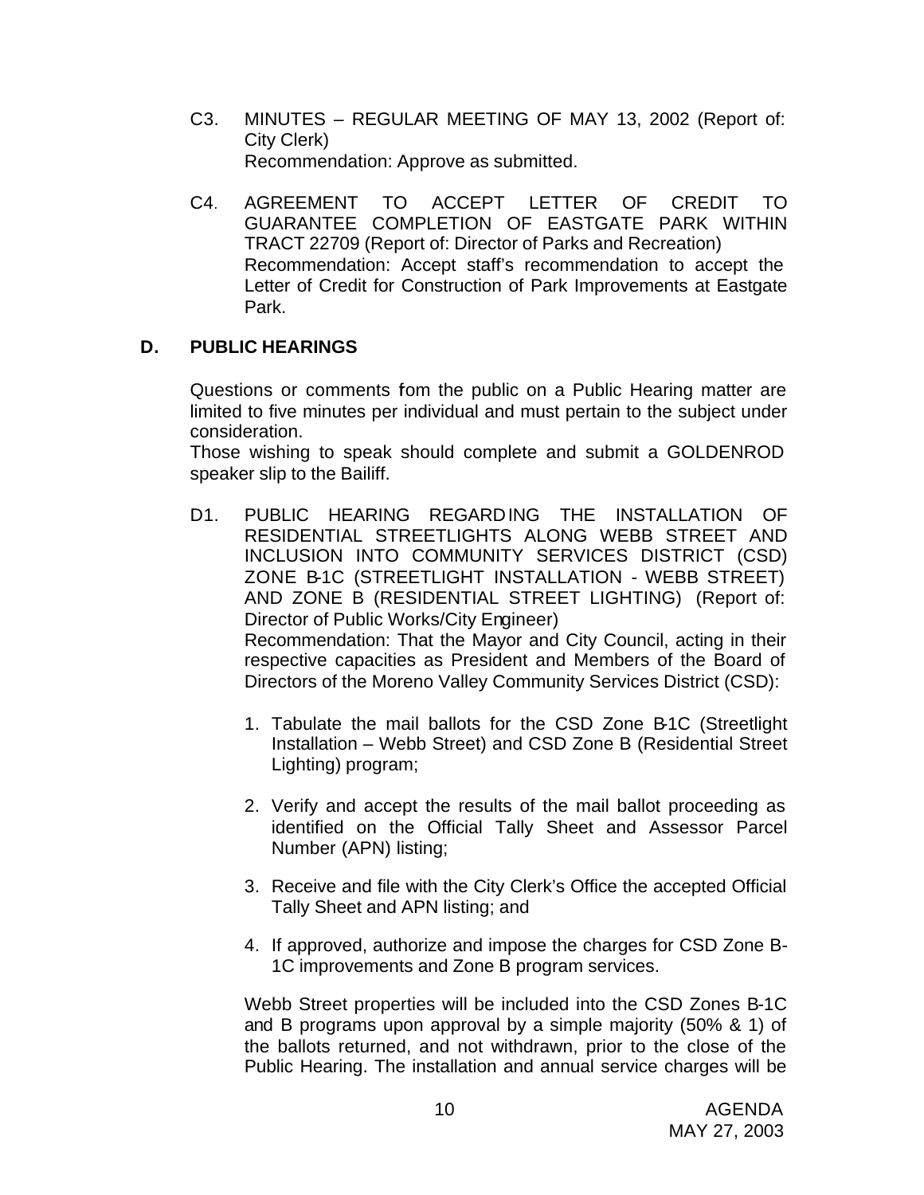C3. MINUTES – REGULAR MEETING OF MAY 13, 2002 (Report of: City Clerk)
Recommendation: Approve as submitted.

C4. AGREEMENT TO ACCEPT LETTER OF CREDIT TO GUARANTEE COMPLETION OF EASTGATE PARK WITHIN TRACT 22709 (Report of: Director of Parks and Recreation)
Recommendation: Accept staff's recommendation to accept the Letter of Credit for Construction of Park Improvements at Eastgate Park.

## D. PUBLIC HEARINGS

Questions or comments fom the public on a Public Hearing matter are limited to five minutes per individual and must pertain to the subject under consideration.
Those wishing to speak should complete and submit a GOLDENROD speaker slip to the Bailiff.

D1. PUBLIC HEARING REGARDING THE INSTALLATION OF RESIDENTIAL STREETLIGHTS ALONG WEBB STREET AND INCLUSION INTO COMMUNITY SERVICES DISTRICT (CSD) ZONE B-1C (STREETLIGHT INSTALLATION - WEBB STREET) AND ZONE B (RESIDENTIAL STREET LIGHTING) (Report of: Director of Public Works/City Engineer)
Recommendation: That the Mayor and City Council, acting in their respective capacities as President and Members of the Board of Directors of the Moreno Valley Community Services District (CSD):

1. Tabulate the mail ballots for the CSD Zone B-1C (Streetlight Installation – Webb Street) and CSD Zone B (Residential Street Lighting) program;

2. Verify and accept the results of the mail ballot proceeding as identified on the Official Tally Sheet and Assessor Parcel Number (APN) listing;

3. Receive and file with the City Clerk's Office the accepted Official Tally Sheet and APN listing; and

4. If approved, authorize and impose the charges for CSD Zone B-1C improvements and Zone B program services.

Webb Street properties will be included into the CSD Zones B-1C and B programs upon approval by a simple majority (50% & 1) of the ballots returned, and not withdrawn, prior to the close of the Public Hearing. The installation and annual service charges will be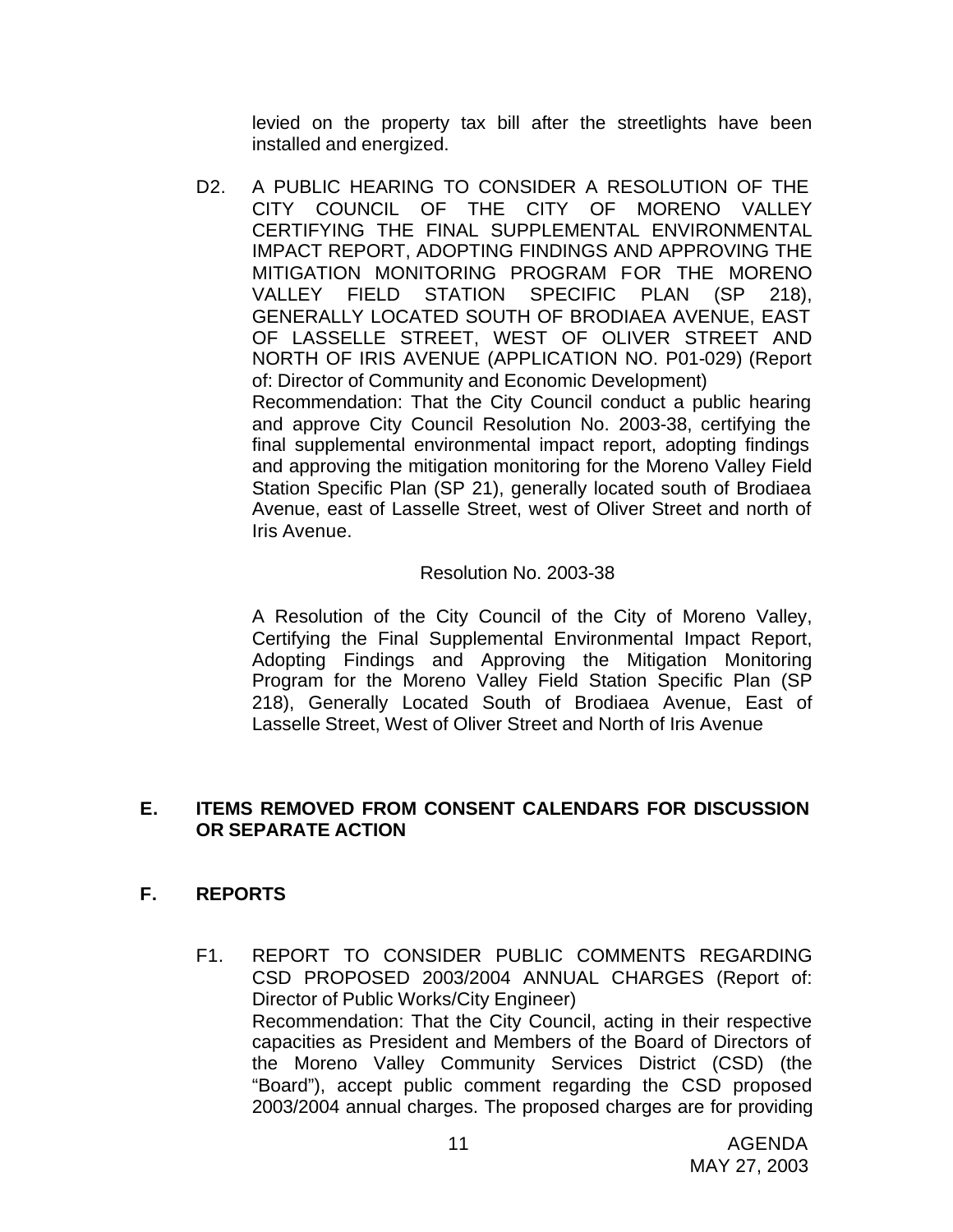levied on the property tax bill after the streetlights have been installed and energized.

D2. A PUBLIC HEARING TO CONSIDER A RESOLUTION OF THE CITY COUNCIL OF THE CITY OF MORENO VALLEY CERTIFYING THE FINAL SUPPLEMENTAL ENVIRONMENTAL IMPACT REPORT, ADOPTING FINDINGS AND APPROVING THE MITIGATION MONITORING PROGRAM FOR THE MORENO VALLEY FIELD STATION SPECIFIC PLAN (SP 218), GENERALLY LOCATED SOUTH OF BRODIAEA AVENUE, EAST OF LASSELLE STREET, WEST OF OLIVER STREET AND NORTH OF IRIS AVENUE (APPLICATION NO. P01-029) (Report of: Director of Community and Economic Development)

Recommendation: That the City Council conduct a public hearing and approve City Council Resolution No. 2003-38, certifying the final supplemental environmental impact report, adopting findings and approving the mitigation monitoring for the Moreno Valley Field Station Specific Plan (SP 21), generally located south of Brodiaea Avenue, east of Lasselle Street, west of Oliver Street and north of Iris Avenue.

Resolution No. 2003-38

A Resolution of the City Council of the City of Moreno Valley, Certifying the Final Supplemental Environmental Impact Report, Adopting Findings and Approving the Mitigation Monitoring Program for the Moreno Valley Field Station Specific Plan (SP 218), Generally Located South of Brodiaea Avenue, East of Lasselle Street, West of Oliver Street and North of Iris Avenue

## E. ITEMS REMOVED FROM CONSENT CALENDARS FOR DISCUSSION OR SEPARATE ACTION

## F. REPORTS

F1. REPORT TO CONSIDER PUBLIC COMMENTS REGARDING CSD PROPOSED 2003/2004 ANNUAL CHARGES (Report of: Director of Public Works/City Engineer)

Recommendation: That the City Council, acting in their respective capacities as President and Members of the Board of Directors of the Moreno Valley Community Services District (CSD) (the "Board"), accept public comment regarding the CSD proposed 2003/2004 annual charges. The proposed charges are for providing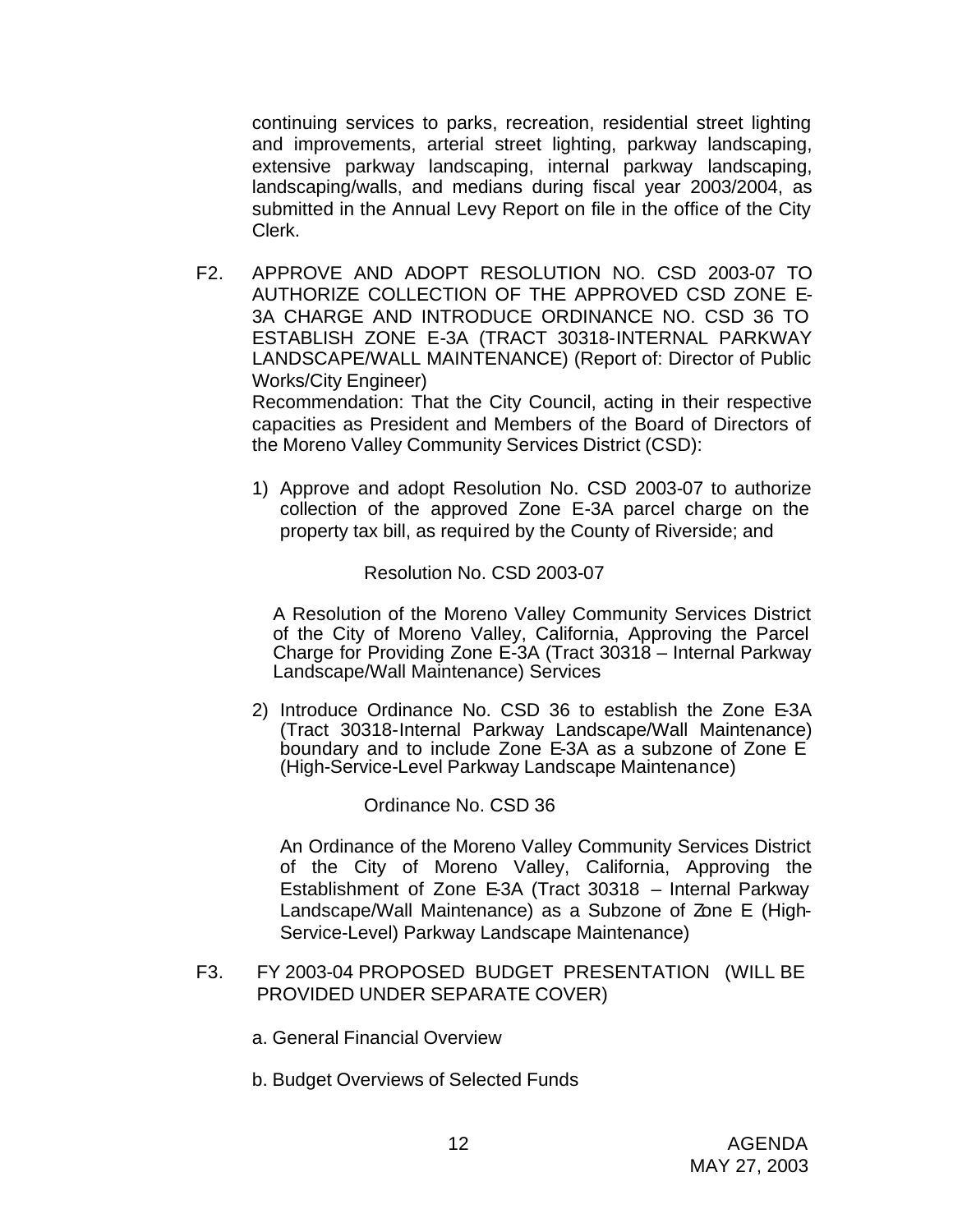continuing services to parks, recreation, residential street lighting and improvements, arterial street lighting, parkway landscaping, extensive parkway landscaping, internal parkway landscaping, landscaping/walls, and medians during fiscal year 2003/2004, as submitted in the Annual Levy Report on file in the office of the City Clerk.

F2. APPROVE AND ADOPT RESOLUTION NO. CSD 2003-07 TO AUTHORIZE COLLECTION OF THE APPROVED CSD ZONE E-3A CHARGE AND INTRODUCE ORDINANCE NO. CSD 36 TO ESTABLISH ZONE E-3A (TRACT 30318-INTERNAL PARKWAY LANDSCAPE/WALL MAINTENANCE) (Report of: Director of Public Works/City Engineer)

Recommendation: That the City Council, acting in their respective capacities as President and Members of the Board of Directors of the Moreno Valley Community Services District (CSD):

1) Approve and adopt Resolution No. CSD 2003-07 to authorize collection of the approved Zone E-3A parcel charge on the property tax bill, as required by the County of Riverside; and

Resolution No. CSD 2003-07

A Resolution of the Moreno Valley Community Services District of the City of Moreno Valley, California, Approving the Parcel Charge for Providing Zone E-3A (Tract 30318 – Internal Parkway Landscape/Wall Maintenance) Services

2) Introduce Ordinance No. CSD 36 to establish the Zone E-3A (Tract 30318-Internal Parkway Landscape/Wall Maintenance) boundary and to include Zone E-3A as a subzone of Zone E (High-Service-Level Parkway Landscape Maintenance)

Ordinance No. CSD 36

An Ordinance of the Moreno Valley Community Services District of the City of Moreno Valley, California, Approving the Establishment of Zone E-3A (Tract 30318 – Internal Parkway Landscape/Wall Maintenance) as a Subzone of Zone E (High-Service-Level) Parkway Landscape Maintenance)

F3. FY 2003-04 PROPOSED BUDGET PRESENTATION (WILL BE PROVIDED UNDER SEPARATE COVER)

a. General Financial Overview

b. Budget Overviews of Selected Funds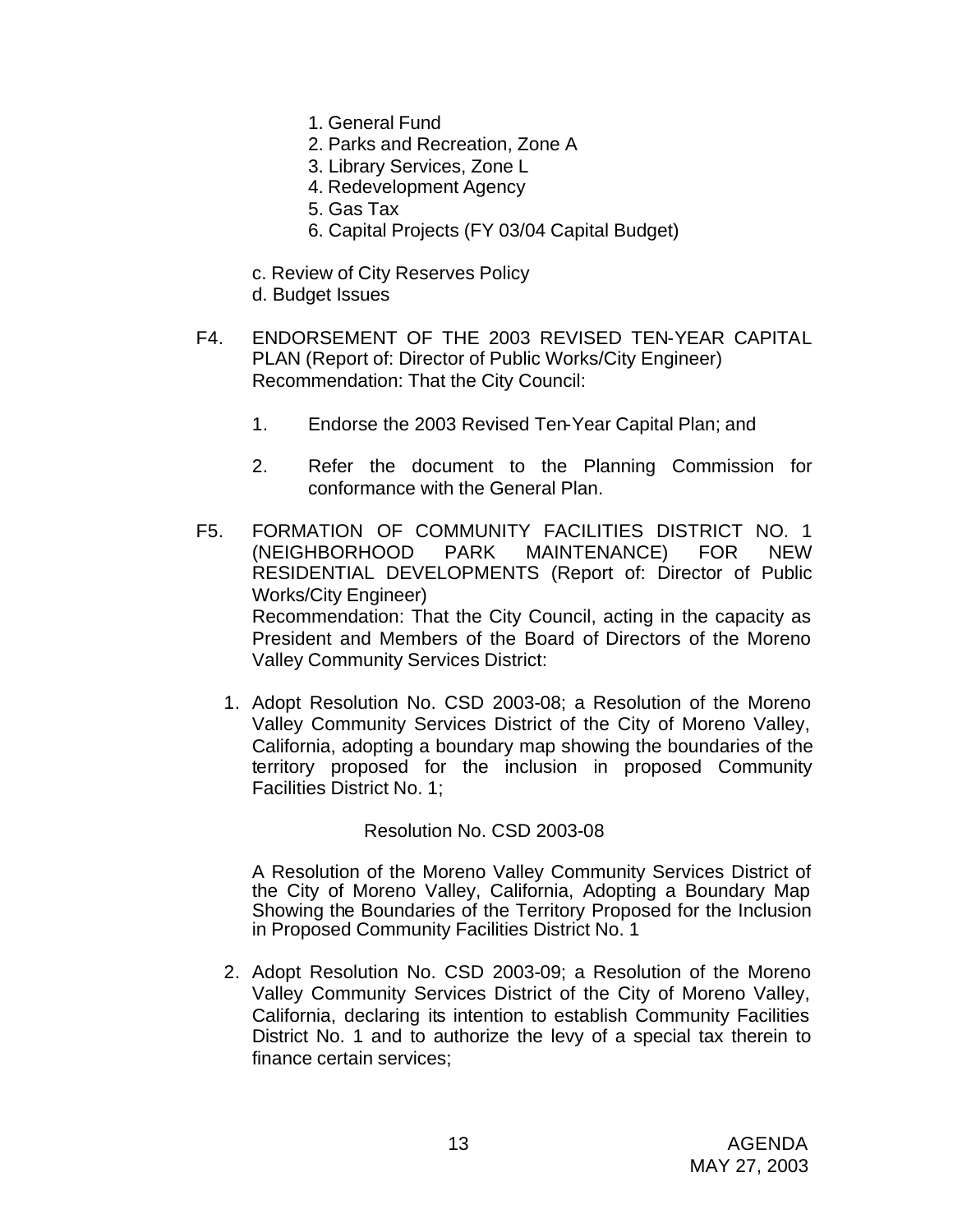1. General Fund
2. Parks and Recreation, Zone A
3. Library Services, Zone L
4. Redevelopment Agency
5. Gas Tax
6. Capital Projects (FY 03/04 Capital Budget)

c. Review of City Reserves Policy

d. Budget Issues

F4. ENDORSEMENT OF THE 2003 REVISED TEN-YEAR CAPITAL PLAN (Report of: Director of Public Works/City Engineer)
Recommendation: That the City Council:

1. Endorse the 2003 Revised Ten-Year Capital Plan; and

2. Refer the document to the Planning Commission for conformance with the General Plan.

F5. FORMATION OF COMMUNITY FACILITIES DISTRICT NO. 1 (NEIGHBORHOOD PARK MAINTENANCE) FOR NEW RESIDENTIAL DEVELOPMENTS (Report of: Director of Public Works/City Engineer)
Recommendation: That the City Council, acting in the capacity as President and Members of the Board of Directors of the Moreno Valley Community Services District:

1. Adopt Resolution No. CSD 2003-08; a Resolution of the Moreno Valley Community Services District of the City of Moreno Valley, California, adopting a boundary map showing the boundaries of the territory proposed for the inclusion in proposed Community Facilities District No. 1;

   Resolution No. CSD 2003-08

   A Resolution of the Moreno Valley Community Services District of the City of Moreno Valley, California, Adopting a Boundary Map Showing the Boundaries of the Territory Proposed for the Inclusion in Proposed Community Facilities District No. 1

2. Adopt Resolution No. CSD 2003-09; a Resolution of the Moreno Valley Community Services District of the City of Moreno Valley, California, declaring its intention to establish Community Facilities District No. 1 and to authorize the levy of a special tax therein to finance certain services;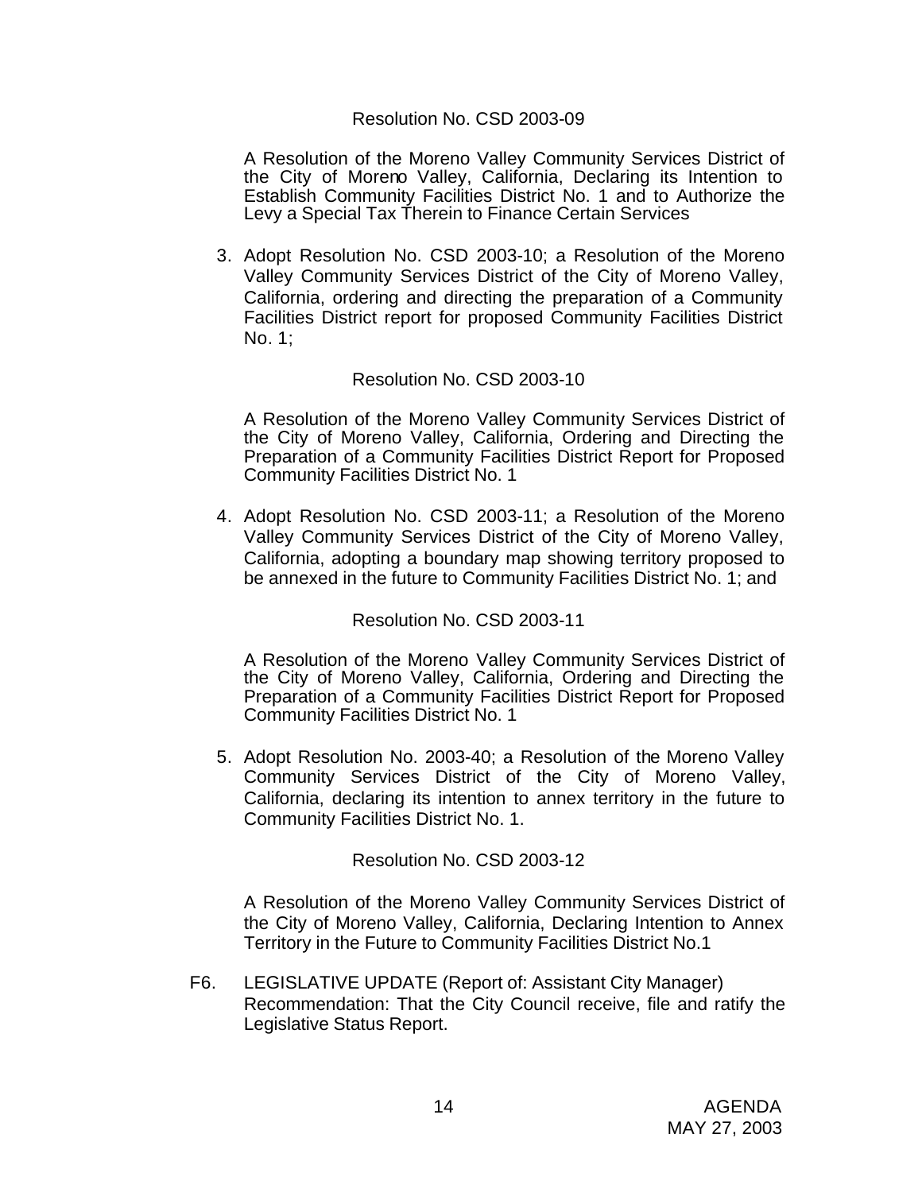Resolution No. CSD 2003-09

A Resolution of the Moreno Valley Community Services District of the City of Moreno Valley, California, Declaring its Intention to Establish Community Facilities District No. 1 and to Authorize the Levy a Special Tax Therein to Finance Certain Services

3. Adopt Resolution No. CSD 2003-10; a Resolution of the Moreno Valley Community Services District of the City of Moreno Valley, California, ordering and directing the preparation of a Community Facilities District report for proposed Community Facilities District No. 1;

   Resolution No. CSD 2003-10

   A Resolution of the Moreno Valley Community Services District of the City of Moreno Valley, California, Ordering and Directing the Preparation of a Community Facilities District Report for Proposed Community Facilities District No. 1

4. Adopt Resolution No. CSD 2003-11; a Resolution of the Moreno Valley Community Services District of the City of Moreno Valley, California, adopting a boundary map showing territory proposed to be annexed in the future to Community Facilities District No. 1; and

   Resolution No. CSD 2003-11

   A Resolution of the Moreno Valley Community Services District of the City of Moreno Valley, California, Ordering and Directing the Preparation of a Community Facilities District Report for Proposed Community Facilities District No. 1

5. Adopt Resolution No. 2003-40; a Resolution of the Moreno Valley Community Services District of the City of Moreno Valley, California, declaring its intention to annex territory in the future to Community Facilities District No. 1.

   Resolution No. CSD 2003-12

   A Resolution of the Moreno Valley Community Services District of the City of Moreno Valley, California, Declaring Intention to Annex Territory in the Future to Community Facilities District No.1

F6. LEGISLATIVE UPDATE (Report of: Assistant City Manager)
Recommendation: That the City Council receive, file and ratify the Legislative Status Report.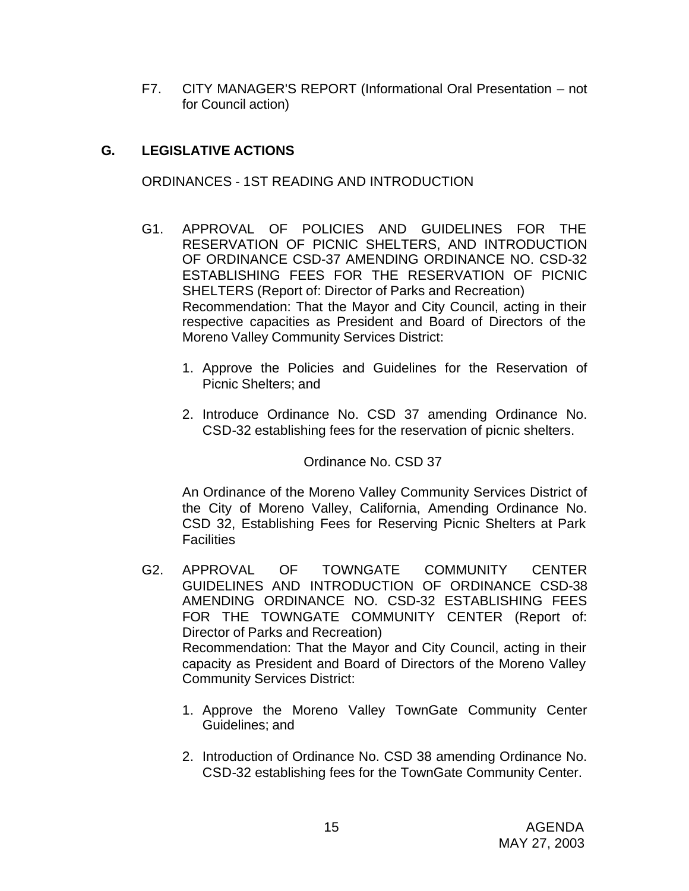F7. CITY MANAGER'S REPORT (Informational Oral Presentation – not for Council action)

## G. LEGISLATIVE ACTIONS

ORDINANCES - 1ST READING AND INTRODUCTION

G1. APPROVAL OF POLICIES AND GUIDELINES FOR THE RESERVATION OF PICNIC SHELTERS, AND INTRODUCTION OF ORDINANCE CSD-37 AMENDING ORDINANCE NO. CSD-32 ESTABLISHING FEES FOR THE RESERVATION OF PICNIC SHELTERS (Report of: Director of Parks and Recreation)
Recommendation: That the Mayor and City Council, acting in their respective capacities as President and Board of Directors of the Moreno Valley Community Services District:

1. Approve the Policies and Guidelines for the Reservation of Picnic Shelters; and

2. Introduce Ordinance No. CSD 37 amending Ordinance No. CSD-32 establishing fees for the reservation of picnic shelters.

Ordinance No. CSD 37

An Ordinance of the Moreno Valley Community Services District of the City of Moreno Valley, California, Amending Ordinance No. CSD 32, Establishing Fees for Reserving Picnic Shelters at Park Facilities

G2. APPROVAL OF TOWNGATE COMMUNITY CENTER GUIDELINES AND INTRODUCTION OF ORDINANCE CSD-38 AMENDING ORDINANCE NO. CSD-32 ESTABLISHING FEES FOR THE TOWNGATE COMMUNITY CENTER (Report of: Director of Parks and Recreation)
Recommendation: That the Mayor and City Council, acting in their capacity as President and Board of Directors of the Moreno Valley Community Services District:

1. Approve the Moreno Valley TownGate Community Center Guidelines; and

2. Introduction of Ordinance No. CSD 38 amending Ordinance No. CSD-32 establishing fees for the TownGate Community Center.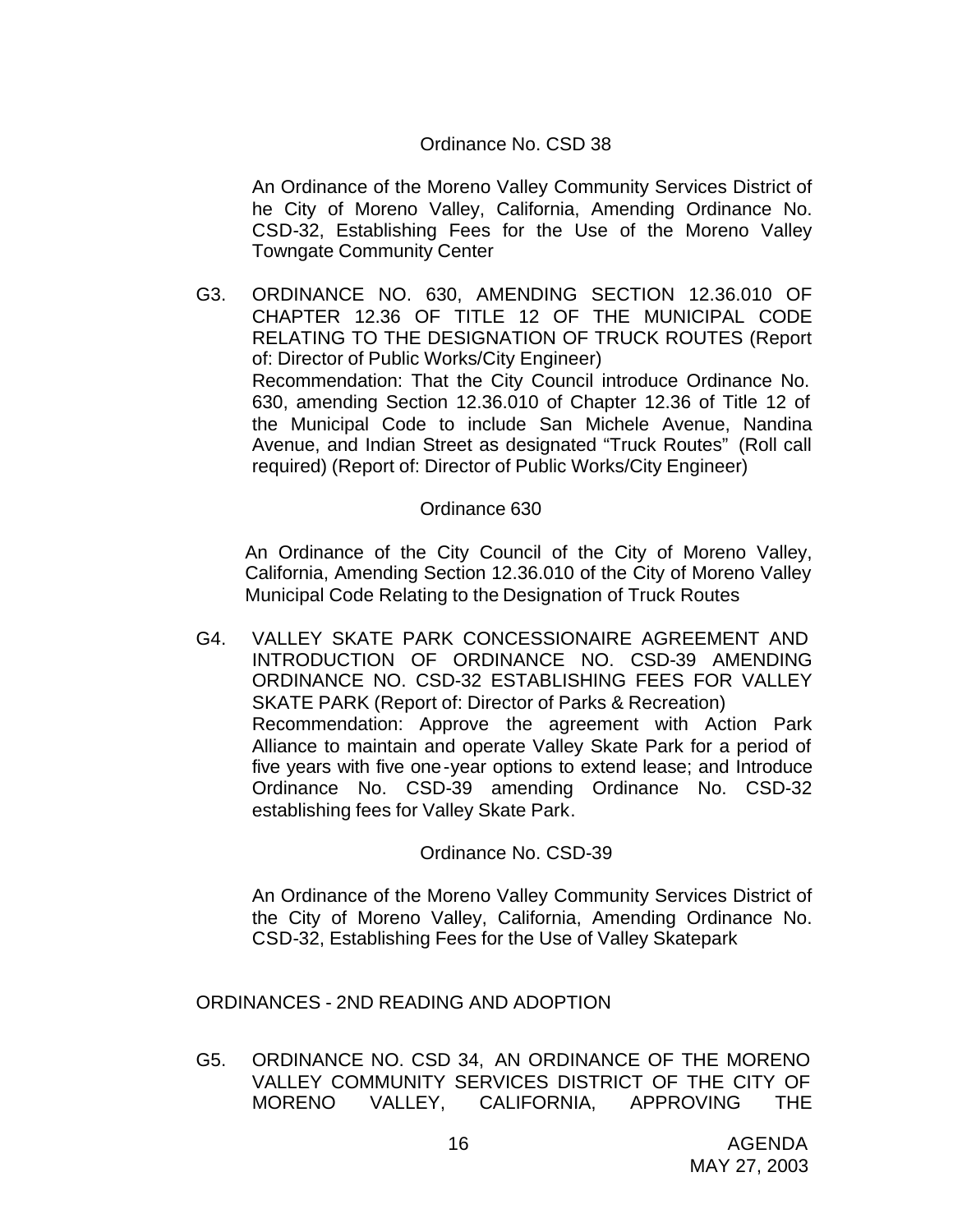Ordinance No. CSD 38

An Ordinance of the Moreno Valley Community Services District of he City of Moreno Valley, California, Amending Ordinance No. CSD-32, Establishing Fees for the Use of the Moreno Valley Towngate Community Center

G3. ORDINANCE NO. 630, AMENDING SECTION 12.36.010 OF CHAPTER 12.36 OF TITLE 12 OF THE MUNICIPAL CODE RELATING TO THE DESIGNATION OF TRUCK ROUTES (Report of: Director of Public Works/City Engineer)
Recommendation: That the City Council introduce Ordinance No. 630, amending Section 12.36.010 of Chapter 12.36 of Title 12 of the Municipal Code to include San Michele Avenue, Nandina Avenue, and Indian Street as designated "Truck Routes" (Roll call required) (Report of: Director of Public Works/City Engineer)

Ordinance 630

An Ordinance of the City Council of the City of Moreno Valley, California, Amending Section 12.36.010 of the City of Moreno Valley Municipal Code Relating to the Designation of Truck Routes

G4. VALLEY SKATE PARK CONCESSIONAIRE AGREEMENT AND INTRODUCTION OF ORDINANCE NO. CSD-39 AMENDING ORDINANCE NO. CSD-32 ESTABLISHING FEES FOR VALLEY SKATE PARK (Report of: Director of Parks & Recreation)
Recommendation: Approve the agreement with Action Park Alliance to maintain and operate Valley Skate Park for a period of five years with five one-year options to extend lease; and Introduce Ordinance No. CSD-39 amending Ordinance No. CSD-32 establishing fees for Valley Skate Park.

Ordinance No. CSD-39

An Ordinance of the Moreno Valley Community Services District of the City of Moreno Valley, California, Amending Ordinance No. CSD-32, Establishing Fees for the Use of Valley Skatepark

ORDINANCES - 2ND READING AND ADOPTION

G5. ORDINANCE NO. CSD 34, AN ORDINANCE OF THE MORENO VALLEY COMMUNITY SERVICES DISTRICT OF THE CITY OF MORENO VALLEY, CALIFORNIA, APPROVING THE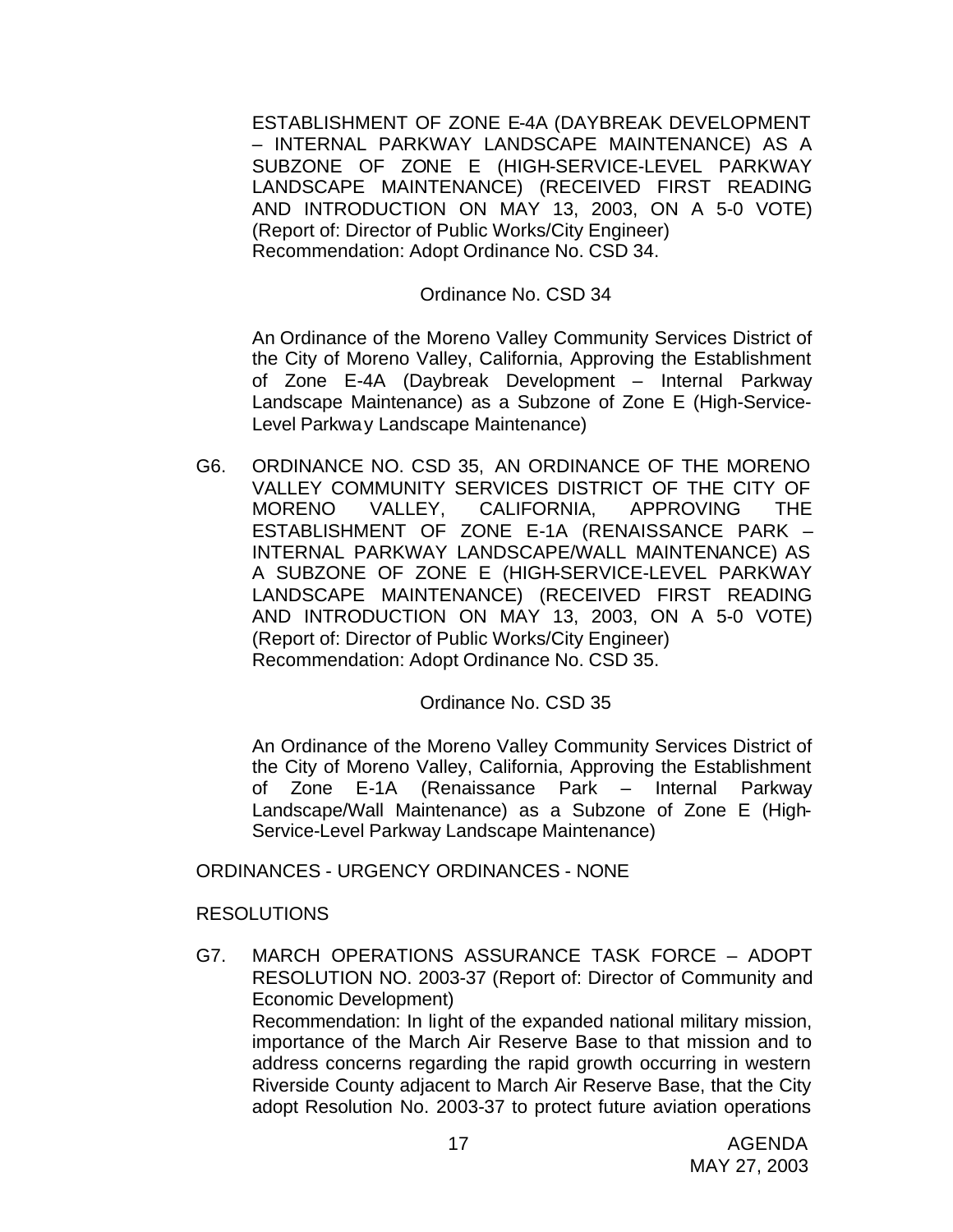ESTABLISHMENT OF ZONE E-4A (DAYBREAK DEVELOPMENT – INTERNAL PARKWAY LANDSCAPE MAINTENANCE) AS A SUBZONE OF ZONE E (HIGH-SERVICE-LEVEL PARKWAY LANDSCAPE MAINTENANCE) (RECEIVED FIRST READING AND INTRODUCTION ON MAY 13, 2003, ON A 5-0 VOTE) (Report of: Director of Public Works/City Engineer)
Recommendation: Adopt Ordinance No. CSD 34.

Ordinance No. CSD 34

An Ordinance of the Moreno Valley Community Services District of the City of Moreno Valley, California, Approving the Establishment of Zone E-4A (Daybreak Development – Internal Parkway Landscape Maintenance) as a Subzone of Zone E (High-Service-Level Parkway Landscape Maintenance)

G6. ORDINANCE NO. CSD 35, AN ORDINANCE OF THE MORENO VALLEY COMMUNITY SERVICES DISTRICT OF THE CITY OF MORENO VALLEY, CALIFORNIA, APPROVING THE ESTABLISHMENT OF ZONE E-1A (RENAISSANCE PARK – INTERNAL PARKWAY LANDSCAPE/WALL MAINTENANCE) AS A SUBZONE OF ZONE E (HIGH-SERVICE-LEVEL PARKWAY LANDSCAPE MAINTENANCE) (RECEIVED FIRST READING AND INTRODUCTION ON MAY 13, 2003, ON A 5-0 VOTE) (Report of: Director of Public Works/City Engineer)
Recommendation: Adopt Ordinance No. CSD 35.

Ordinance No. CSD 35

An Ordinance of the Moreno Valley Community Services District of the City of Moreno Valley, California, Approving the Establishment of Zone E-1A (Renaissance Park – Internal Parkway Landscape/Wall Maintenance) as a Subzone of Zone E (High-Service-Level Parkway Landscape Maintenance)

ORDINANCES - URGENCY ORDINANCES - NONE

RESOLUTIONS

G7. MARCH OPERATIONS ASSURANCE TASK FORCE – ADOPT RESOLUTION NO. 2003-37 (Report of: Director of Community and Economic Development)
Recommendation: In light of the expanded national military mission, importance of the March Air Reserve Base to that mission and to address concerns regarding the rapid growth occurring in western Riverside County adjacent to March Air Reserve Base, that the City adopt Resolution No. 2003-37 to protect future aviation operations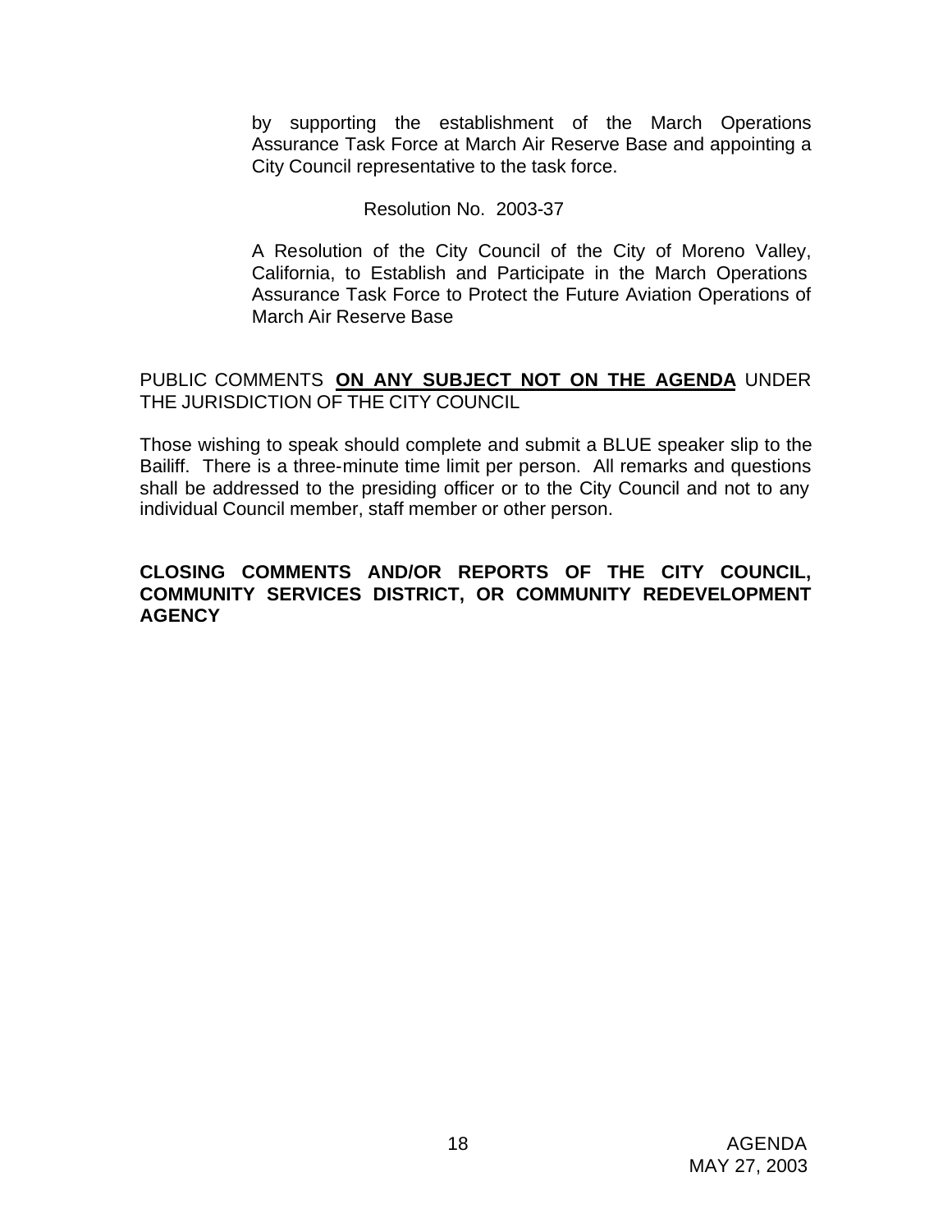by supporting the establishment of the March Operations Assurance Task Force at March Air Reserve Base and appointing a City Council representative to the task force.

Resolution No. 2003-37

A Resolution of the City Council of the City of Moreno Valley, California, to Establish and Participate in the March Operations Assurance Task Force to Protect the Future Aviation Operations of March Air Reserve Base

PUBLIC COMMENTS **ON ANY SUBJECT NOT ON THE AGENDA** UNDER THE JURISDICTION OF THE CITY COUNCIL

Those wishing to speak should complete and submit a BLUE speaker slip to the Bailiff. There is a three-minute time limit per person. All remarks and questions shall be addressed to the presiding officer or to the City Council and not to any individual Council member, staff member or other person.

**CLOSING COMMENTS AND/OR REPORTS OF THE CITY COUNCIL, COMMUNITY SERVICES DISTRICT, OR COMMUNITY REDEVELOPMENT AGENCY**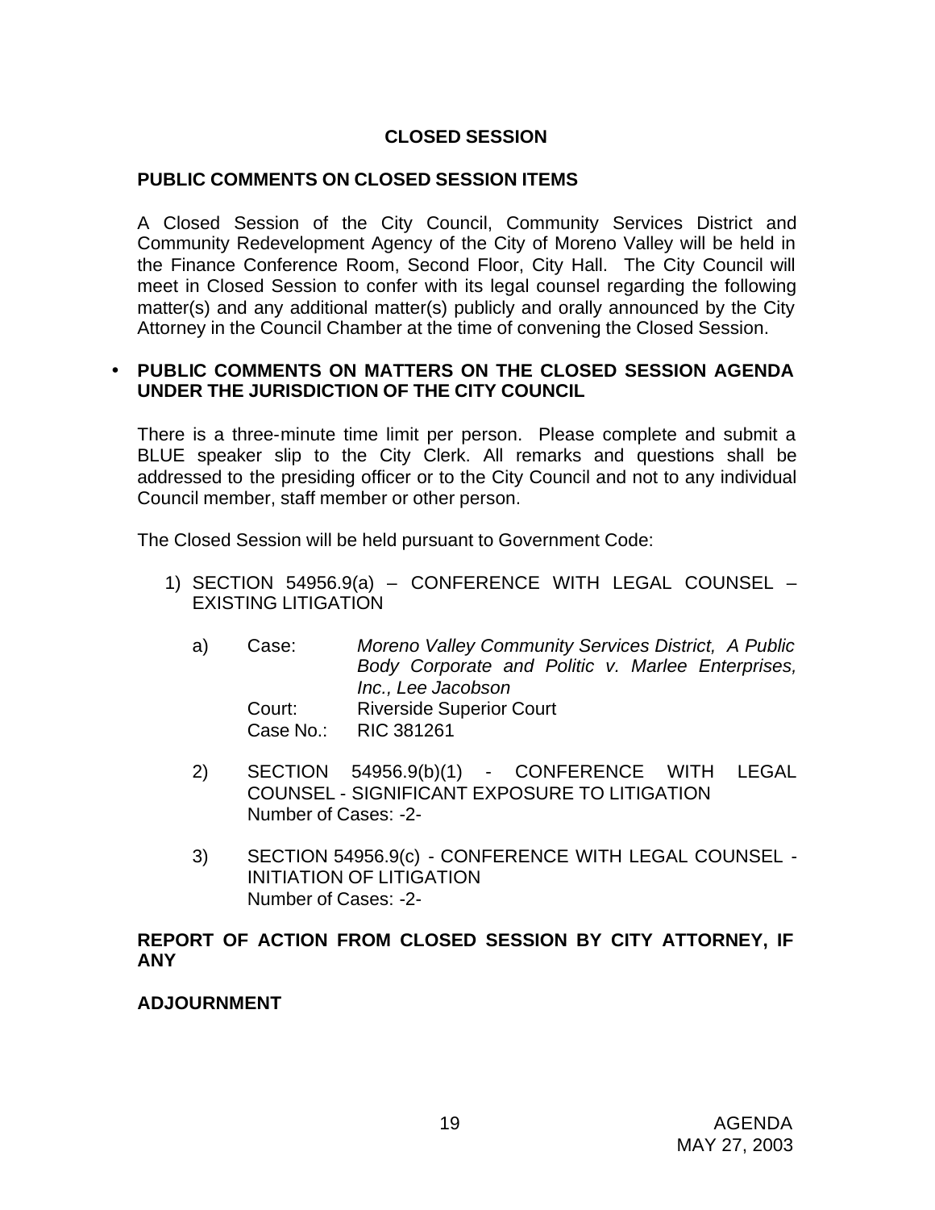## CLOSED SESSION

### PUBLIC COMMENTS ON CLOSED SESSION ITEMS

A Closed Session of the City Council, Community Services District and Community Redevelopment Agency of the City of Moreno Valley will be held in the Finance Conference Room, Second Floor, City Hall. The City Council will meet in Closed Session to confer with its legal counsel regarding the following matter(s) and any additional matter(s) publicly and orally announced by the City Attorney in the Council Chamber at the time of convening the Closed Session.

- **PUBLIC COMMENTS ON MATTERS ON THE CLOSED SESSION AGENDA UNDER THE JURISDICTION OF THE CITY COUNCIL**

There is a three-minute time limit per person. Please complete and submit a BLUE speaker slip to the City Clerk. All remarks and questions shall be addressed to the presiding officer or to the City Council and not to any individual Council member, staff member or other person.

The Closed Session will be held pursuant to Government Code:

1) SECTION 54956.9(a) – CONFERENCE WITH LEGAL COUNSEL – EXISTING LITIGATION

   a) Case: *Moreno Valley Community Services District, A Public Body Corporate and Politic v. Marlee Enterprises, Inc., Lee Jacobson*
      Court: Riverside Superior Court
      Case No.: RIC 381261

2) SECTION 54956.9(b)(1) - CONFERENCE WITH LEGAL COUNSEL - SIGNIFICANT EXPOSURE TO LITIGATION
   Number of Cases: -2-

3) SECTION 54956.9(c) - CONFERENCE WITH LEGAL COUNSEL - INITIATION OF LITIGATION
   Number of Cases: -2-

**REPORT OF ACTION FROM CLOSED SESSION BY CITY ATTORNEY, IF ANY**

**ADJOURNMENT**